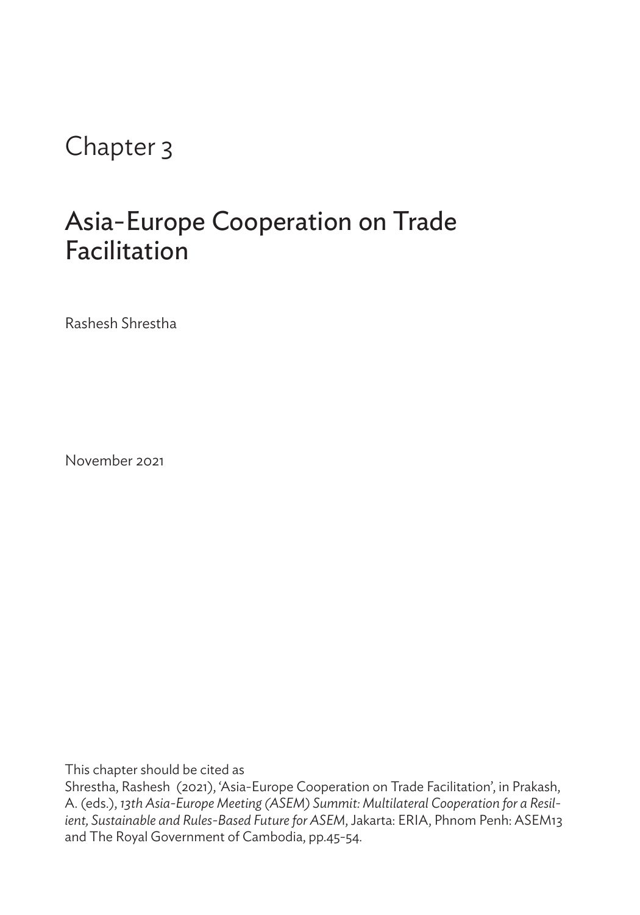# Chapter 3

## Asia-Europe Cooperation on Trade Facilitation

Rashesh Shrestha

November 2021

This chapter should be cited as

Shrestha, Rashesh (2021), 'Asia-Europe Cooperation on Trade Facilitation', in Prakash, A. (eds.), *13th Asia-Europe Meeting (ASEM) Summit: Multilateral Cooperation for a Resilient, Sustainable and Rules-Based Future for ASEM*, Jakarta: ERIA, Phnom Penh: ASEM13 and The Royal Government of Cambodia, pp.45-54.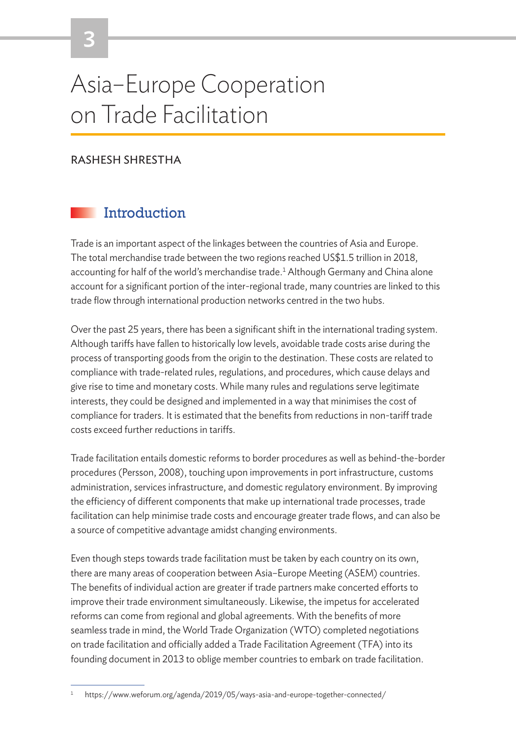# Asia–Europe Cooperation on Trade Facilitation

RASHESH SHRESTHA

## Introduction

Trade is an important aspect of the linkages between the countries of Asia and Europe. The total merchandise trade between the two regions reached US$1.5 trillion in 2018, accounting for half of the world's merchandise trade.[1] Although Germany and China alone account for a significant portion of the inter-regional trade, many countries are linked to this trade flow through international production networks centred in the two hubs.

Over the past 25 years, there has been a significant shift in the international trading system. Although tariffs have fallen to historically low levels, avoidable trade costs arise during the process of transporting goods from the origin to the destination. These costs are related to compliance with trade-related rules, regulations, and procedures, which cause delays and give rise to time and monetary costs. While many rules and regulations serve legitimate interests, they could be designed and implemented in a way that minimises the cost of compliance for traders. It is estimated that the benefits from reductions in non-tariff trade costs exceed further reductions in tariffs.

Trade facilitation entails domestic reforms to border procedures as well as behind-the-border procedures (Persson, 2008), touching upon improvements in port infrastructure, customs administration, services infrastructure, and domestic regulatory environment. By improving the efficiency of different components that make up international trade processes, trade facilitation can help minimise trade costs and encourage greater trade flows, and can also be a source of competitive advantage amidst changing environments.

Even though steps towards trade facilitation must be taken by each country on its own, there are many areas of cooperation between Asia–Europe Meeting (ASEM) countries. The benefits of individual action are greater if trade partners make concerted efforts to improve their trade environment simultaneously. Likewise, the impetus for accelerated reforms can come from regional and global agreements. With the benefits of more seamless trade in mind, the World Trade Organization (WTO) completed negotiations on trade facilitation and officially added a Trade Facilitation Agreement (TFA) into its founding document in 2013 to oblige member countries to embark on trade facilitation.

[1] https://www.weforum.org/agenda/2019/05/ways-asia-and-europe-together-connected/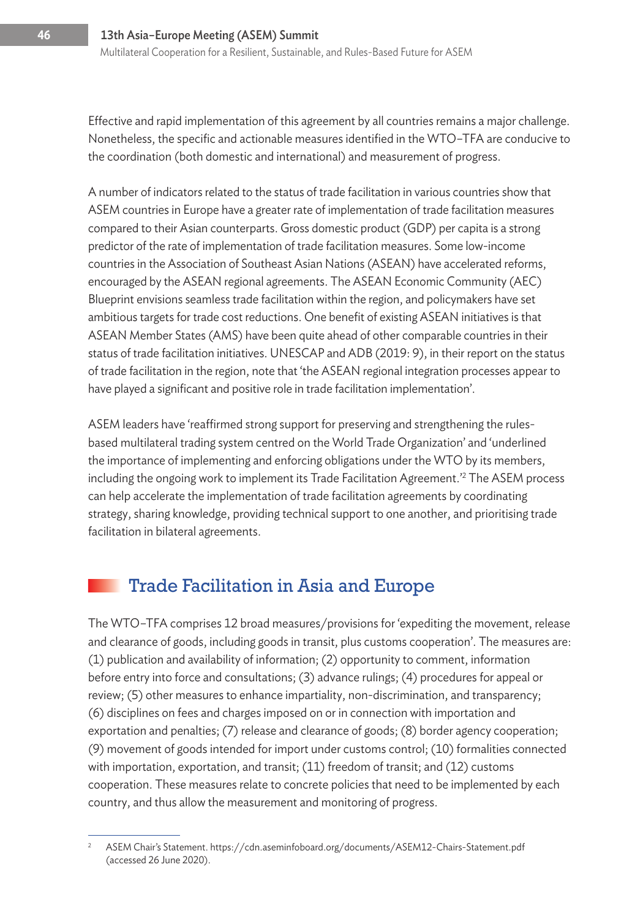Effective and rapid implementation of this agreement by all countries remains a major challenge. Nonetheless, the specific and actionable measures identified in the WTO–TFA are conducive to the coordination (both domestic and international) and measurement of progress.

A number of indicators related to the status of trade facilitation in various countries show that ASEM countries in Europe have a greater rate of implementation of trade facilitation measures compared to their Asian counterparts. Gross domestic product (GDP) per capita is a strong predictor of the rate of implementation of trade facilitation measures. Some low-income countries in the Association of Southeast Asian Nations (ASEAN) have accelerated reforms, encouraged by the ASEAN regional agreements. The ASEAN Economic Community (AEC) Blueprint envisions seamless trade facilitation within the region, and policymakers have set ambitious targets for trade cost reductions. One benefit of existing ASEAN initiatives is that ASEAN Member States (AMS) have been quite ahead of other comparable countries in their status of trade facilitation initiatives. UNESCAP and ADB (2019: 9), in their report on the status of trade facilitation in the region, note that 'the ASEAN regional integration processes appear to have played a significant and positive role in trade facilitation implementation'.

ASEM leaders have 'reaffirmed strong support for preserving and strengthening the rules-based multilateral trading system centred on the World Trade Organization' and 'underlined the importance of implementing and enforcing obligations under the WTO by its members, including the ongoing work to implement its Trade Facilitation Agreement.'[2] The ASEM process can help accelerate the implementation of trade facilitation agreements by coordinating strategy, sharing knowledge, providing technical support to one another, and prioritising trade facilitation in bilateral agreements.

## Trade Facilitation in Asia and Europe

The WTO–TFA comprises 12 broad measures/provisions for 'expediting the movement, release and clearance of goods, including goods in transit, plus customs cooperation'. The measures are: (1) publication and availability of information; (2) opportunity to comment, information before entry into force and consultations; (3) advance rulings; (4) procedures for appeal or review; (5) other measures to enhance impartiality, non-discrimination, and transparency; (6) disciplines on fees and charges imposed on or in connection with importation and exportation and penalties; (7) release and clearance of goods; (8) border agency cooperation; (9) movement of goods intended for import under customs control; (10) formalities connected with importation, exportation, and transit; (11) freedom of transit; and (12) customs cooperation. These measures relate to concrete policies that need to be implemented by each country, and thus allow the measurement and monitoring of progress.

---

[2] ASEM Chair's Statement. https://cdn.aseminfoboard.org/documents/ASEM12-Chairs-Statement.pdf (accessed 26 June 2020).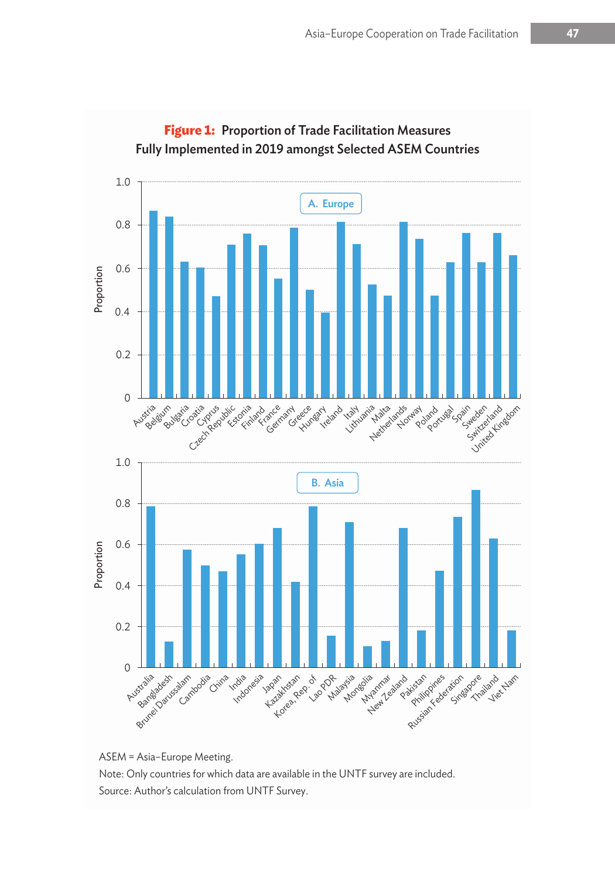**Figure 1: Proportion of Trade Facilitation Measures Fully Implemented in 2019 amongst Selected ASEM Countries**

ASEM = Asia–Europe Meeting.

Note: Only countries for which data are available in the UNTF survey are included.

Source: Author's calculation from UNTF Survey.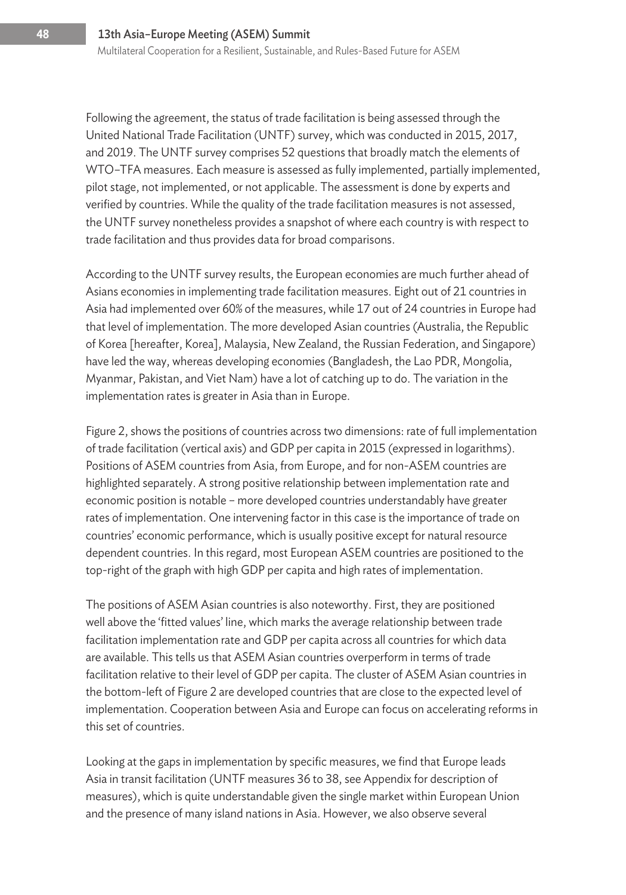Following the agreement, the status of trade facilitation is being assessed through the United National Trade Facilitation (UNTF) survey, which was conducted in 2015, 2017, and 2019. The UNTF survey comprises 52 questions that broadly match the elements of WTO–TFA measures. Each measure is assessed as fully implemented, partially implemented, pilot stage, not implemented, or not applicable. The assessment is done by experts and verified by countries. While the quality of the trade facilitation measures is not assessed, the UNTF survey nonetheless provides a snapshot of where each country is with respect to trade facilitation and thus provides data for broad comparisons.

According to the UNTF survey results, the European economies are much further ahead of Asians economies in implementing trade facilitation measures. Eight out of 21 countries in Asia had implemented over 60% of the measures, while 17 out of 24 countries in Europe had that level of implementation. The more developed Asian countries (Australia, the Republic of Korea [hereafter, Korea], Malaysia, New Zealand, the Russian Federation, and Singapore) have led the way, whereas developing economies (Bangladesh, the Lao PDR, Mongolia, Myanmar, Pakistan, and Viet Nam) have a lot of catching up to do. The variation in the implementation rates is greater in Asia than in Europe.

Figure 2, shows the positions of countries across two dimensions: rate of full implementation of trade facilitation (vertical axis) and GDP per capita in 2015 (expressed in logarithms). Positions of ASEM countries from Asia, from Europe, and for non-ASEM countries are highlighted separately. A strong positive relationship between implementation rate and economic position is notable – more developed countries understandably have greater rates of implementation. One intervening factor in this case is the importance of trade on countries' economic performance, which is usually positive except for natural resource dependent countries. In this regard, most European ASEM countries are positioned to the top-right of the graph with high GDP per capita and high rates of implementation.

The positions of ASEM Asian countries is also noteworthy. First, they are positioned well above the 'fitted values' line, which marks the average relationship between trade facilitation implementation rate and GDP per capita across all countries for which data are available. This tells us that ASEM Asian countries overperform in terms of trade facilitation relative to their level of GDP per capita. The cluster of ASEM Asian countries in the bottom-left of Figure 2 are developed countries that are close to the expected level of implementation. Cooperation between Asia and Europe can focus on accelerating reforms in this set of countries.

Looking at the gaps in implementation by specific measures, we find that Europe leads Asia in transit facilitation (UNTF measures 36 to 38, see Appendix for description of measures), which is quite understandable given the single market within European Union and the presence of many island nations in Asia. However, we also observe several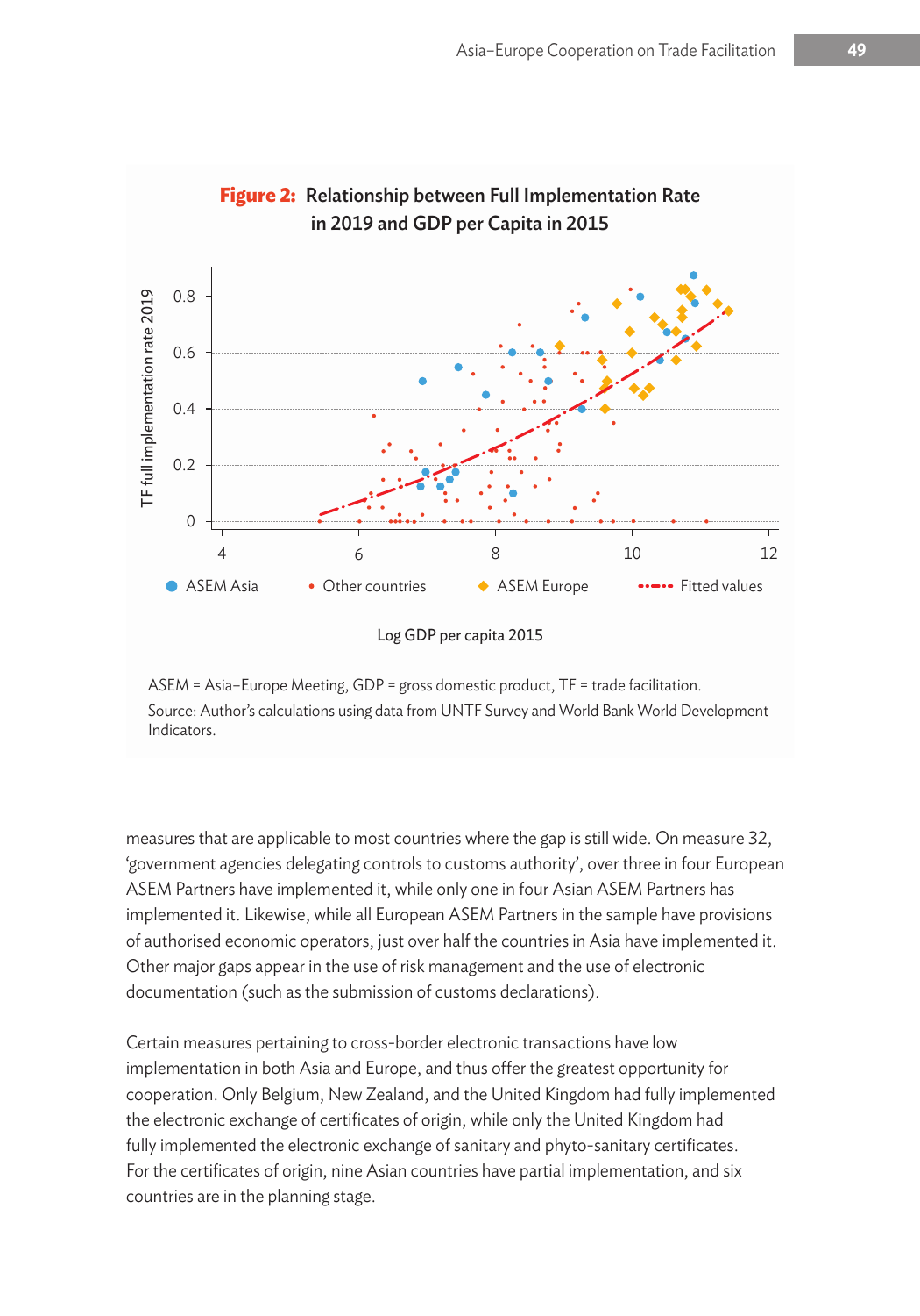**Figure 2: Relationship between Full Implementation Rate in 2019 and GDP per Capita in 2015**

ASEM = Asia–Europe Meeting, GDP = gross domestic product, TF = trade facilitation.
Source: Author's calculations using data from UNTF Survey and World Bank World Development Indicators.

measures that are applicable to most countries where the gap is still wide. On measure 32, 'government agencies delegating controls to customs authority', over three in four European ASEM Partners have implemented it, while only one in four Asian ASEM Partners has implemented it. Likewise, while all European ASEM Partners in the sample have provisions of authorised economic operators, just over half the countries in Asia have implemented it. Other major gaps appear in the use of risk management and the use of electronic documentation (such as the submission of customs declarations).

Certain measures pertaining to cross-border electronic transactions have low implementation in both Asia and Europe, and thus offer the greatest opportunity for cooperation. Only Belgium, New Zealand, and the United Kingdom had fully implemented the electronic exchange of certificates of origin, while only the United Kingdom had fully implemented the electronic exchange of sanitary and phyto-sanitary certificates. For the certificates of origin, nine Asian countries have partial implementation, and six countries are in the planning stage.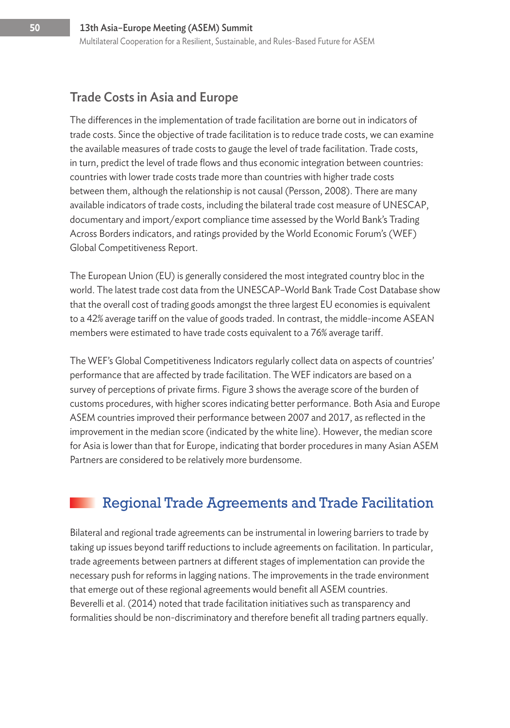## Trade Costs in Asia and Europe

The differences in the implementation of trade facilitation are borne out in indicators of trade costs. Since the objective of trade facilitation is to reduce trade costs, we can examine the available measures of trade costs to gauge the level of trade facilitation. Trade costs, in turn, predict the level of trade flows and thus economic integration between countries: countries with lower trade costs trade more than countries with higher trade costs between them, although the relationship is not causal (Persson, 2008). There are many available indicators of trade costs, including the bilateral trade cost measure of UNESCAP, documentary and import/export compliance time assessed by the World Bank's Trading Across Borders indicators, and ratings provided by the World Economic Forum's (WEF) Global Competitiveness Report.

The European Union (EU) is generally considered the most integrated country bloc in the world. The latest trade cost data from the UNESCAP–World Bank Trade Cost Database show that the overall cost of trading goods amongst the three largest EU economies is equivalent to a 42% average tariff on the value of goods traded. In contrast, the middle-income ASEAN members were estimated to have trade costs equivalent to a 76% average tariff.

The WEF's Global Competitiveness Indicators regularly collect data on aspects of countries' performance that are affected by trade facilitation. The WEF indicators are based on a survey of perceptions of private firms. Figure 3 shows the average score of the burden of customs procedures, with higher scores indicating better performance. Both Asia and Europe ASEM countries improved their performance between 2007 and 2017, as reflected in the improvement in the median score (indicated by the white line). However, the median score for Asia is lower than that for Europe, indicating that border procedures in many Asian ASEM Partners are considered to be relatively more burdensome.

# Regional Trade Agreements and Trade Facilitation

Bilateral and regional trade agreements can be instrumental in lowering barriers to trade by taking up issues beyond tariff reductions to include agreements on facilitation. In particular, trade agreements between partners at different stages of implementation can provide the necessary push for reforms in lagging nations. The improvements in the trade environment that emerge out of these regional agreements would benefit all ASEM countries. Beverelli et al. (2014) noted that trade facilitation initiatives such as transparency and formalities should be non-discriminatory and therefore benefit all trading partners equally.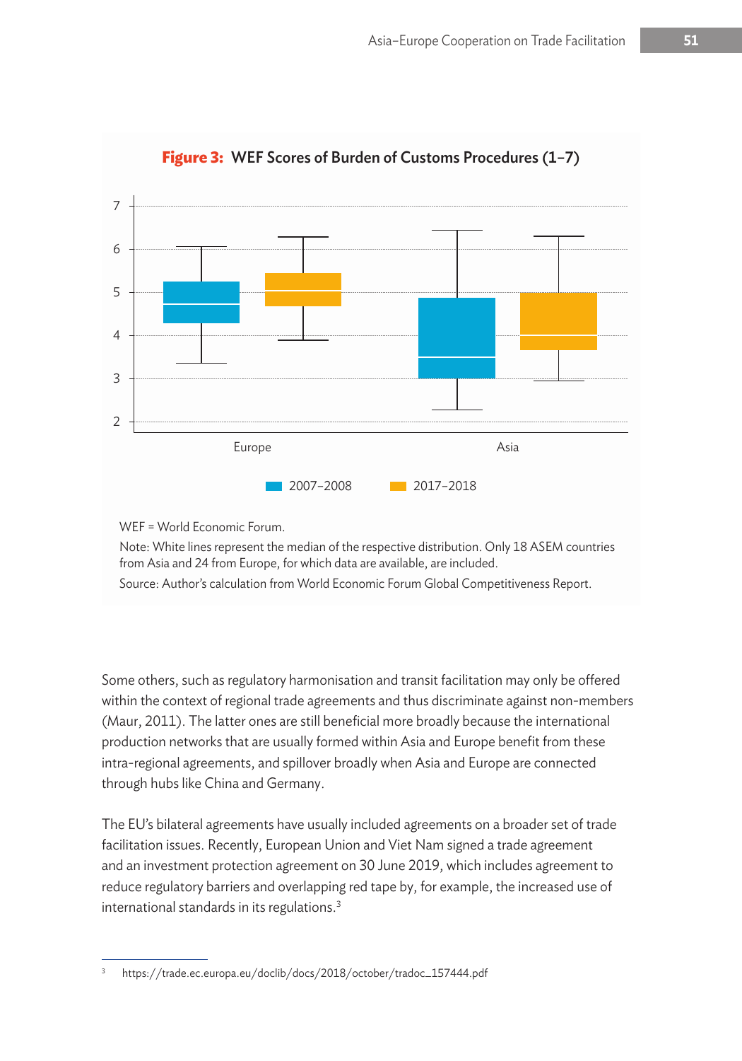**Figure 3: WEF Scores of Burden of Customs Procedures (1–7)**

WEF = World Economic Forum.

Note: White lines represent the median of the respective distribution. Only 18 ASEM countries from Asia and 24 from Europe, for which data are available, are included.

Source: Author's calculation from World Economic Forum Global Competitiveness Report.

Some others, such as regulatory harmonisation and transit facilitation may only be offered within the context of regional trade agreements and thus discriminate against non-members (Maur, 2011). The latter ones are still beneficial more broadly because the international production networks that are usually formed within Asia and Europe benefit from these intra-regional agreements, and spillover broadly when Asia and Europe are connected through hubs like China and Germany.

The EU's bilateral agreements have usually included agreements on a broader set of trade facilitation issues. Recently, European Union and Viet Nam signed a trade agreement and an investment protection agreement on 30 June 2019, which includes agreement to reduce regulatory barriers and overlapping red tape by, for example, the increased use of international standards in its regulations.[3]

[3] https://trade.ec.europa.eu/doclib/docs/2018/october/tradoc_157444.pdf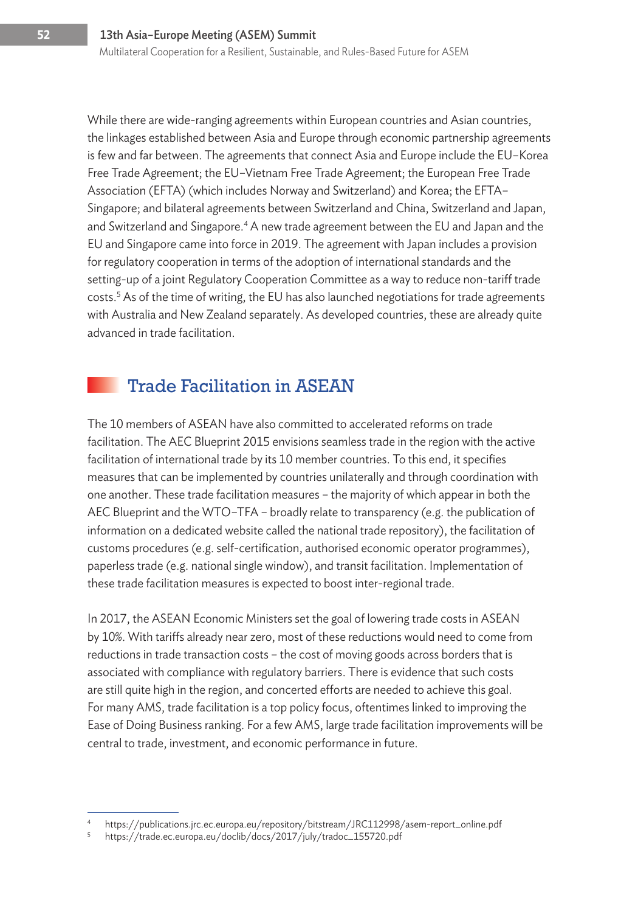While there are wide-ranging agreements within European countries and Asian countries, the linkages established between Asia and Europe through economic partnership agreements is few and far between. The agreements that connect Asia and Europe include the EU–Korea Free Trade Agreement; the EU–Vietnam Free Trade Agreement; the European Free Trade Association (EFTA) (which includes Norway and Switzerland) and Korea; the EFTA–Singapore; and bilateral agreements between Switzerland and China, Switzerland and Japan, and Switzerland and Singapore.[4] A new trade agreement between the EU and Japan and the EU and Singapore came into force in 2019. The agreement with Japan includes a provision for regulatory cooperation in terms of the adoption of international standards and the setting-up of a joint Regulatory Cooperation Committee as a way to reduce non-tariff trade costs.[5] As of the time of writing, the EU has also launched negotiations for trade agreements with Australia and New Zealand separately. As developed countries, these are already quite advanced in trade facilitation.

## Trade Facilitation in ASEAN

The 10 members of ASEAN have also committed to accelerated reforms on trade facilitation. The AEC Blueprint 2015 envisions seamless trade in the region with the active facilitation of international trade by its 10 member countries. To this end, it specifies measures that can be implemented by countries unilaterally and through coordination with one another. These trade facilitation measures – the majority of which appear in both the AEC Blueprint and the WTO–TFA – broadly relate to transparency (e.g. the publication of information on a dedicated website called the national trade repository), the facilitation of customs procedures (e.g. self-certification, authorised economic operator programmes), paperless trade (e.g. national single window), and transit facilitation. Implementation of these trade facilitation measures is expected to boost inter-regional trade.

In 2017, the ASEAN Economic Ministers set the goal of lowering trade costs in ASEAN by 10%. With tariffs already near zero, most of these reductions would need to come from reductions in trade transaction costs – the cost of moving goods across borders that is associated with compliance with regulatory barriers. There is evidence that such costs are still quite high in the region, and concerted efforts are needed to achieve this goal. For many AMS, trade facilitation is a top policy focus, oftentimes linked to improving the Ease of Doing Business ranking. For a few AMS, large trade facilitation improvements will be central to trade, investment, and economic performance in future.

---

[4] https://publications.jrc.ec.europa.eu/repository/bitstream/JRC112998/asem-report_online.pdf

[5] https://trade.ec.europa.eu/doclib/docs/2017/july/tradoc_155720.pdf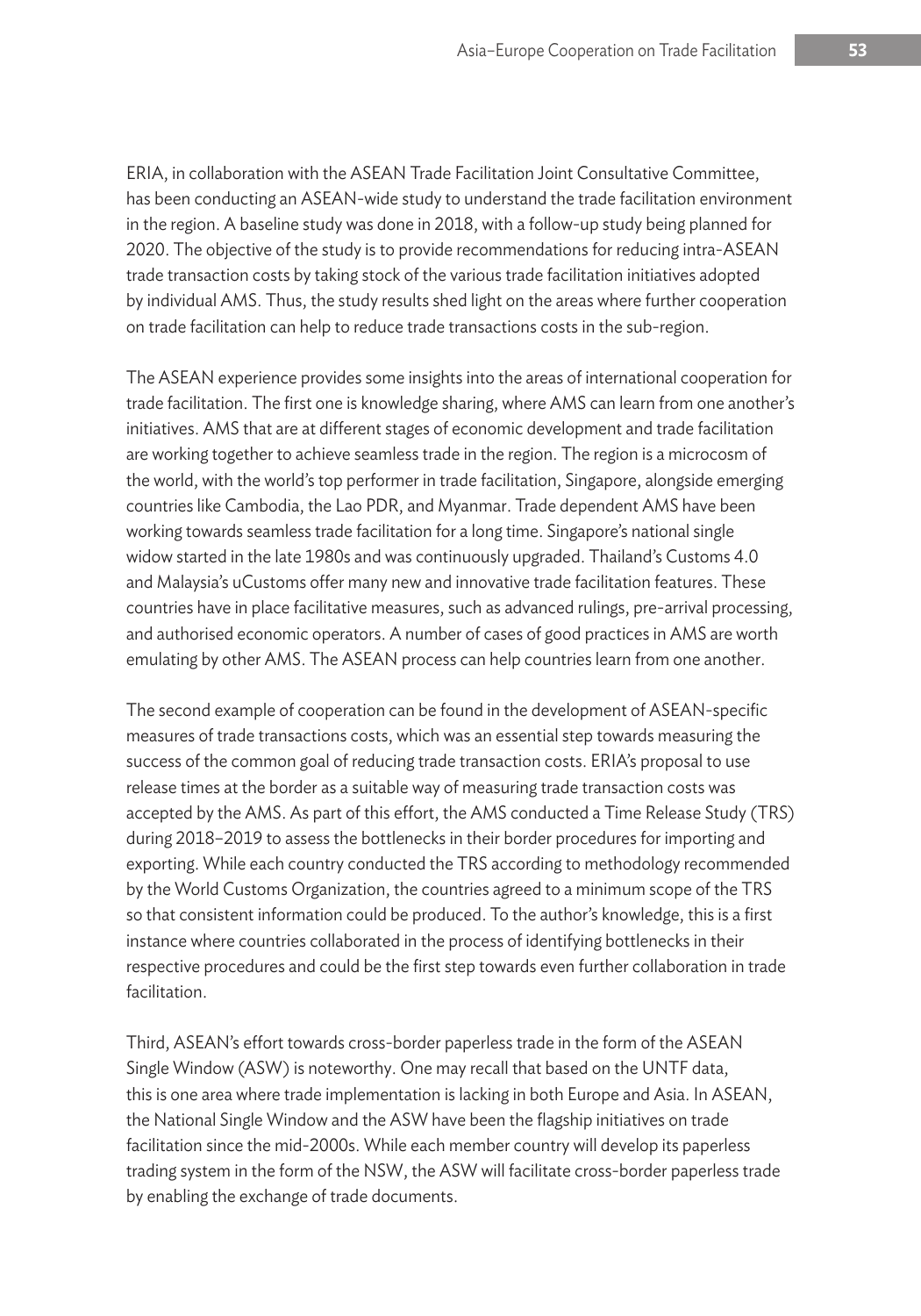ERIA, in collaboration with the ASEAN Trade Facilitation Joint Consultative Committee, has been conducting an ASEAN-wide study to understand the trade facilitation environment in the region. A baseline study was done in 2018, with a follow-up study being planned for 2020. The objective of the study is to provide recommendations for reducing intra-ASEAN trade transaction costs by taking stock of the various trade facilitation initiatives adopted by individual AMS. Thus, the study results shed light on the areas where further cooperation on trade facilitation can help to reduce trade transactions costs in the sub-region.

The ASEAN experience provides some insights into the areas of international cooperation for trade facilitation. The first one is knowledge sharing, where AMS can learn from one another's initiatives. AMS that are at different stages of economic development and trade facilitation are working together to achieve seamless trade in the region. The region is a microcosm of the world, with the world's top performer in trade facilitation, Singapore, alongside emerging countries like Cambodia, the Lao PDR, and Myanmar. Trade dependent AMS have been working towards seamless trade facilitation for a long time. Singapore's national single widow started in the late 1980s and was continuously upgraded. Thailand's Customs 4.0 and Malaysia's uCustoms offer many new and innovative trade facilitation features. These countries have in place facilitative measures, such as advanced rulings, pre-arrival processing, and authorised economic operators. A number of cases of good practices in AMS are worth emulating by other AMS. The ASEAN process can help countries learn from one another.

The second example of cooperation can be found in the development of ASEAN-specific measures of trade transactions costs, which was an essential step towards measuring the success of the common goal of reducing trade transaction costs. ERIA's proposal to use release times at the border as a suitable way of measuring trade transaction costs was accepted by the AMS. As part of this effort, the AMS conducted a Time Release Study (TRS) during 2018–2019 to assess the bottlenecks in their border procedures for importing and exporting. While each country conducted the TRS according to methodology recommended by the World Customs Organization, the countries agreed to a minimum scope of the TRS so that consistent information could be produced. To the author's knowledge, this is a first instance where countries collaborated in the process of identifying bottlenecks in their respective procedures and could be the first step towards even further collaboration in trade facilitation.

Third, ASEAN's effort towards cross-border paperless trade in the form of the ASEAN Single Window (ASW) is noteworthy. One may recall that based on the UNTF data, this is one area where trade implementation is lacking in both Europe and Asia. In ASEAN, the National Single Window and the ASW have been the flagship initiatives on trade facilitation since the mid-2000s. While each member country will develop its paperless trading system in the form of the NSW, the ASW will facilitate cross-border paperless trade by enabling the exchange of trade documents.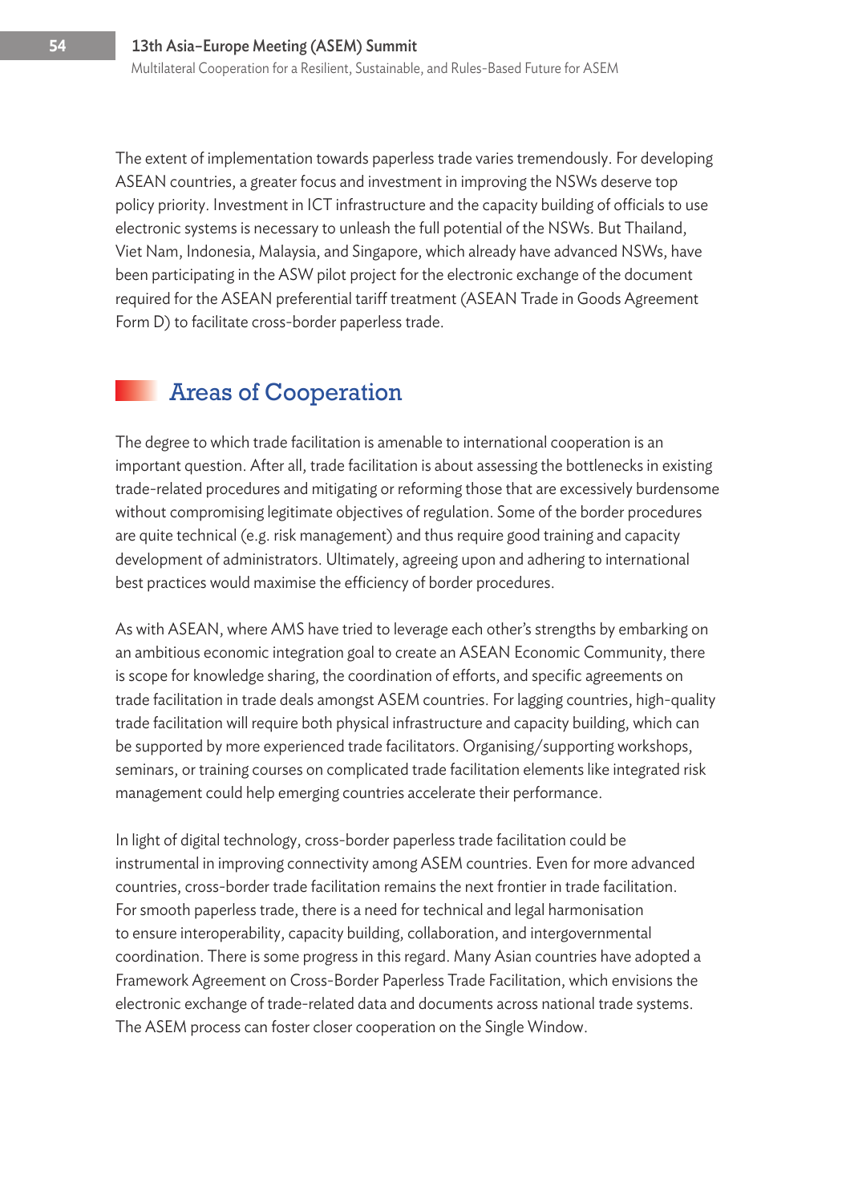The extent of implementation towards paperless trade varies tremendously. For developing ASEAN countries, a greater focus and investment in improving the NSWs deserve top policy priority. Investment in ICT infrastructure and the capacity building of officials to use electronic systems is necessary to unleash the full potential of the NSWs. But Thailand, Viet Nam, Indonesia, Malaysia, and Singapore, which already have advanced NSWs, have been participating in the ASW pilot project for the electronic exchange of the document required for the ASEAN preferential tariff treatment (ASEAN Trade in Goods Agreement Form D) to facilitate cross-border paperless trade.

## Areas of Cooperation

The degree to which trade facilitation is amenable to international cooperation is an important question. After all, trade facilitation is about assessing the bottlenecks in existing trade-related procedures and mitigating or reforming those that are excessively burdensome without compromising legitimate objectives of regulation. Some of the border procedures are quite technical (e.g. risk management) and thus require good training and capacity development of administrators. Ultimately, agreeing upon and adhering to international best practices would maximise the efficiency of border procedures.

As with ASEAN, where AMS have tried to leverage each other's strengths by embarking on an ambitious economic integration goal to create an ASEAN Economic Community, there is scope for knowledge sharing, the coordination of efforts, and specific agreements on trade facilitation in trade deals amongst ASEM countries. For lagging countries, high-quality trade facilitation will require both physical infrastructure and capacity building, which can be supported by more experienced trade facilitators. Organising/supporting workshops, seminars, or training courses on complicated trade facilitation elements like integrated risk management could help emerging countries accelerate their performance.

In light of digital technology, cross-border paperless trade facilitation could be instrumental in improving connectivity among ASEM countries. Even for more advanced countries, cross-border trade facilitation remains the next frontier in trade facilitation. For smooth paperless trade, there is a need for technical and legal harmonisation to ensure interoperability, capacity building, collaboration, and intergovernmental coordination. There is some progress in this regard. Many Asian countries have adopted a Framework Agreement on Cross-Border Paperless Trade Facilitation, which envisions the electronic exchange of trade-related data and documents across national trade systems. The ASEM process can foster closer cooperation on the Single Window.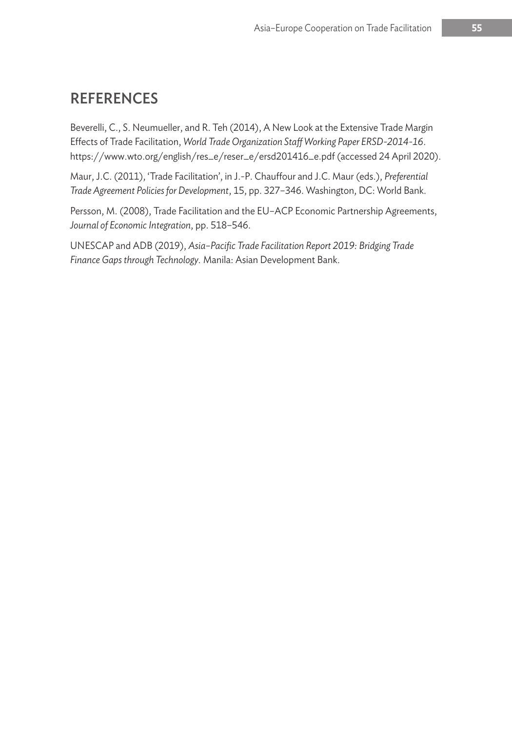## REFERENCES

Beverelli, C., S. Neumueller, and R. Teh (2014), A New Look at the Extensive Trade Margin Effects of Trade Facilitation, *World Trade Organization Staff Working Paper ERSD-2014-16*. https://www.wto.org/english/res_e/reser_e/ersd201416_e.pdf (accessed 24 April 2020).

Maur, J.C. (2011), 'Trade Facilitation', in J.-P. Chauffour and J.C. Maur (eds.), *Preferential Trade Agreement Policies for Development*, 15, pp. 327–346. Washington, DC: World Bank.

Persson, M. (2008), Trade Facilitation and the EU–ACP Economic Partnership Agreements, *Journal of Economic Integration*, pp. 518–546.

UNESCAP and ADB (2019), *Asia–Pacific Trade Facilitation Report 2019: Bridging Trade Finance Gaps through Technology*. Manila: Asian Development Bank.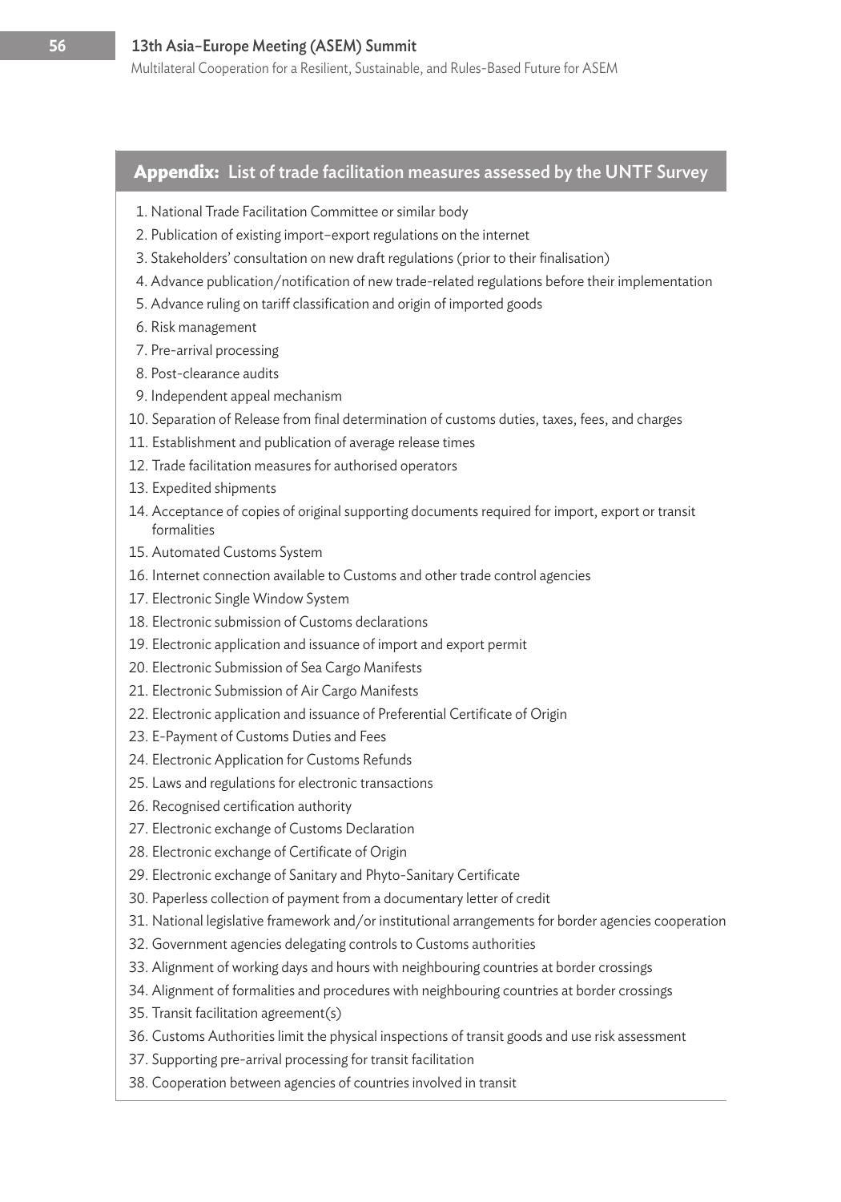## Appendix: List of trade facilitation measures assessed by the UNTF Survey

1. National Trade Facilitation Committee or similar body
2. Publication of existing import–export regulations on the internet
3. Stakeholders' consultation on new draft regulations (prior to their finalisation)
4. Advance publication/notification of new trade-related regulations before their implementation
5. Advance ruling on tariff classification and origin of imported goods
6. Risk management
7. Pre-arrival processing
8. Post-clearance audits
9. Independent appeal mechanism
10. Separation of Release from final determination of customs duties, taxes, fees, and charges
11. Establishment and publication of average release times
12. Trade facilitation measures for authorised operators
13. Expedited shipments
14. Acceptance of copies of original supporting documents required for import, export or transit formalities
15. Automated Customs System
16. Internet connection available to Customs and other trade control agencies
17. Electronic Single Window System
18. Electronic submission of Customs declarations
19. Electronic application and issuance of import and export permit
20. Electronic Submission of Sea Cargo Manifests
21. Electronic Submission of Air Cargo Manifests
22. Electronic application and issuance of Preferential Certificate of Origin
23. E-Payment of Customs Duties and Fees
24. Electronic Application for Customs Refunds
25. Laws and regulations for electronic transactions
26. Recognised certification authority
27. Electronic exchange of Customs Declaration
28. Electronic exchange of Certificate of Origin
29. Electronic exchange of Sanitary and Phyto-Sanitary Certificate
30. Paperless collection of payment from a documentary letter of credit
31. National legislative framework and/or institutional arrangements for border agencies cooperation
32. Government agencies delegating controls to Customs authorities
33. Alignment of working days and hours with neighbouring countries at border crossings
34. Alignment of formalities and procedures with neighbouring countries at border crossings
35. Transit facilitation agreement(s)
36. Customs Authorities limit the physical inspections of transit goods and use risk assessment
37. Supporting pre-arrival processing for transit facilitation
38. Cooperation between agencies of countries involved in transit